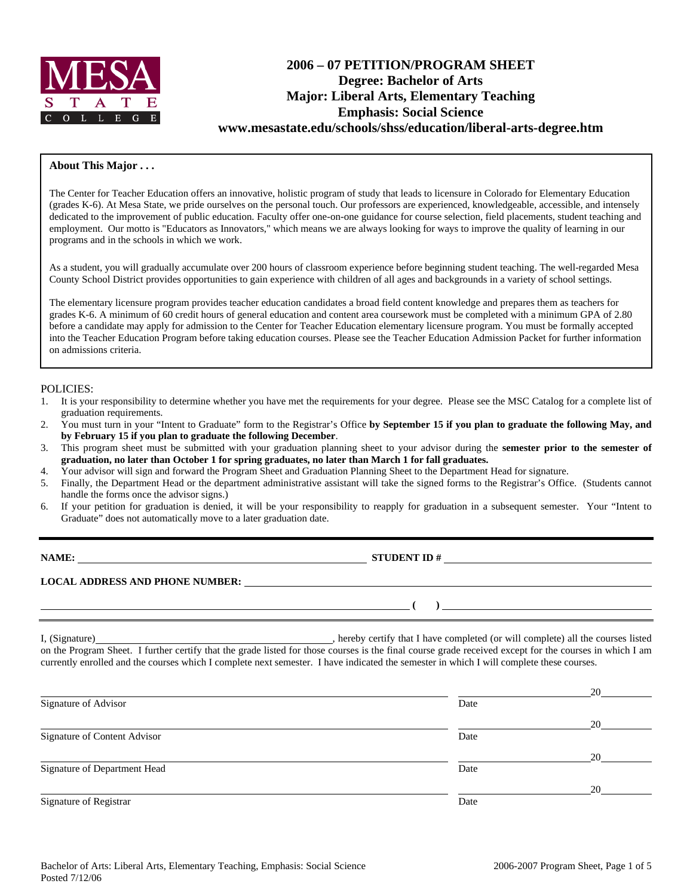MESA STATE COLLEGE

# 2006 – 07 PETITION/PROGRAM SHEET
## Degree: Bachelor of Arts
## Major: Liberal Arts, Elementary Teaching
## Emphasis: Social Science
## www.mesastate.edu/schools/shss/education/liberal-arts-degree.htm

**About This Major . . .**

The Center for Teacher Education offers an innovative, holistic program of study that leads to licensure in Colorado for Elementary Education (grades K-6). At Mesa State, we pride ourselves on the personal touch. Our professors are experienced, knowledgeable, accessible, and intensely dedicated to the improvement of public education. Faculty offer one-on-one guidance for course selection, field placements, student teaching and employment. Our motto is "Educators as Innovators," which means we are always looking for ways to improve the quality of learning in our programs and in the schools in which we work.

As a student, you will gradually accumulate over 200 hours of classroom experience before beginning student teaching. The well-regarded Mesa County School District provides opportunities to gain experience with children of all ages and backgrounds in a variety of school settings.

The elementary licensure program provides teacher education candidates a broad field content knowledge and prepares them as teachers for grades K-6. A minimum of 60 credit hours of general education and content area coursework must be completed with a minimum GPA of 2.80 before a candidate may apply for admission to the Center for Teacher Education elementary licensure program. You must be formally accepted into the Teacher Education Program before taking education courses. Please see the Teacher Education Admission Packet for further information on admissions criteria.

POLICIES:

1. It is your responsibility to determine whether you have met the requirements for your degree. Please see the MSC Catalog for a complete list of graduation requirements.
2. You must turn in your "Intent to Graduate" form to the Registrar's Office **by September 15 if you plan to graduate the following May, and by February 15 if you plan to graduate the following December**.
3. This program sheet must be submitted with your graduation planning sheet to your advisor during the **semester prior to the semester of graduation, no later than October 1 for spring graduates, no later than March 1 for fall graduates.**
4. Your advisor will sign and forward the Program Sheet and Graduation Planning Sheet to the Department Head for signature.
5. Finally, the Department Head or the department administrative assistant will take the signed forms to the Registrar's Office. (Students cannot handle the forms once the advisor signs.)
6. If your petition for graduation is denied, it will be your responsibility to reapply for graduation in a subsequent semester. Your "Intent to Graduate" does not automatically move to a later graduation date.

---

**NAME:** ______________________________ **STUDENT ID #** ______________________________

**LOCAL ADDRESS AND PHONE NUMBER:** ______________________________

______________________________ **( )** ______________________________

I, (Signature)______________________________, hereby certify that I have completed (or will complete) all the courses listed on the Program Sheet. I further certify that the grade listed for those courses is the final course grade received except for the courses in which I am currently enrolled and the courses which I complete next semester. I have indicated the semester in which I will complete these courses.

______________________________ ______________20______
Signature of Advisor Date

______________________________ ______________20______
Signature of Content Advisor Date

______________________________ ______________20______
Signature of Department Head Date

______________________________ ______________20______
Signature of Registrar Date

Bachelor of Arts: Liberal Arts, Elementary Teaching, Emphasis: Social Science
Posted 7/12/06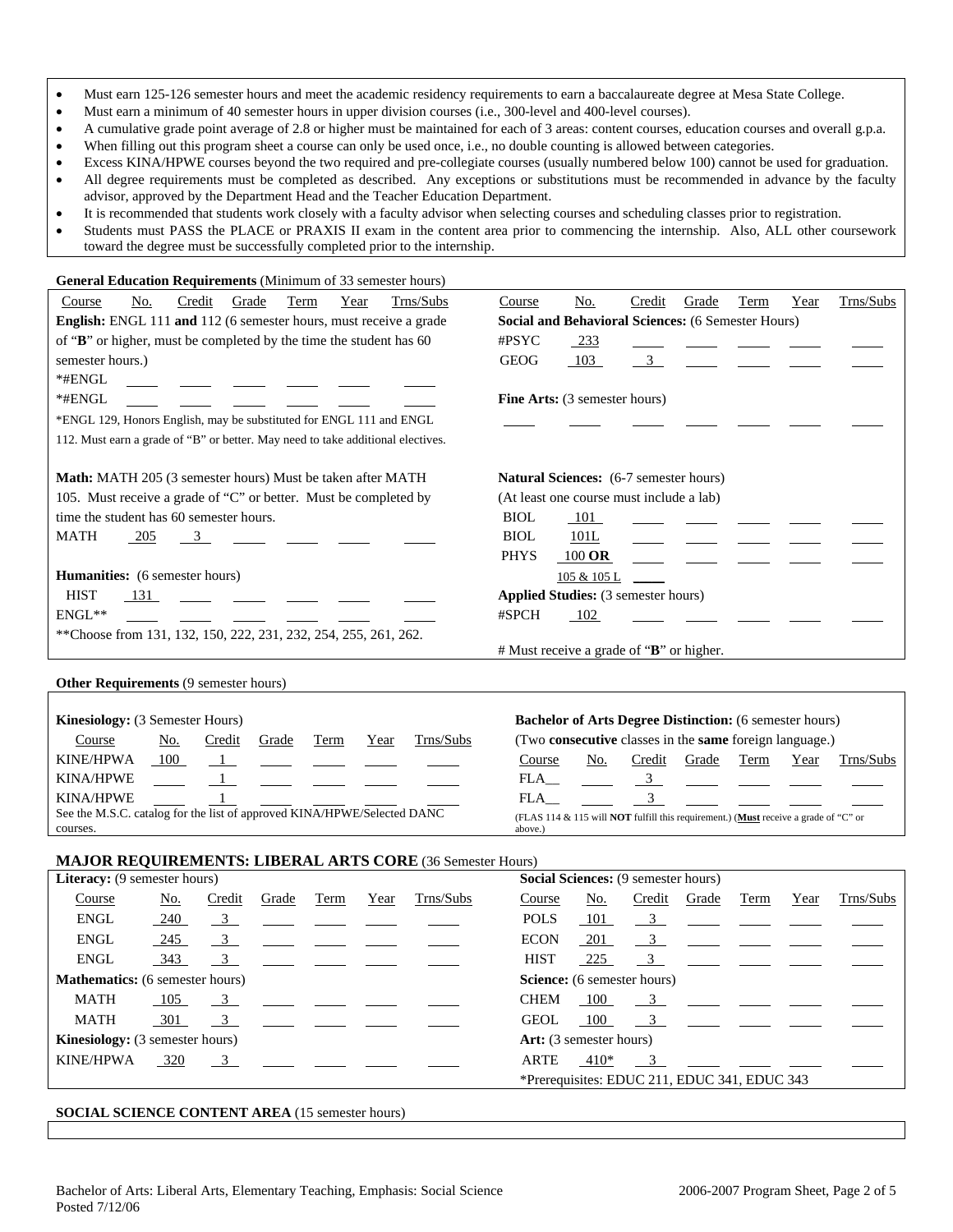- Must earn 125-126 semester hours and meet the academic residency requirements to earn a baccalaureate degree at Mesa State College.
- Must earn a minimum of 40 semester hours in upper division courses (i.e., 300-level and 400-level courses).
- A cumulative grade point average of 2.8 or higher must be maintained for each of 3 areas: content courses, education courses and overall g.p.a.
- When filling out this program sheet a course can only be used once, i.e., no double counting is allowed between categories.
- Excess KINA/HPWE courses beyond the two required and pre-collegiate courses (usually numbered below 100) cannot be used for graduation.
- All degree requirements must be completed as described. Any exceptions or substitutions must be recommended in advance by the faculty advisor, approved by the Department Head and the Teacher Education Department.
- It is recommended that students work closely with a faculty advisor when selecting courses and scheduling classes prior to registration.
- Students must PASS the PLACE or PRAXIS II exam in the content area prior to commencing the internship. Also, ALL other coursework toward the degree must be successfully completed prior to the internship.

**General Education Requirements** (Minimum of 33 semester hours)

| Course | No. | Credit | Grade | Term | Year | Trns/Subs |
|---|---|---|---|---|---|---|
| **English:** ENGL 111 **and** 112 (6 semester hours, must receive a grade of "**B**" or higher, must be completed by the time the student has 60 semester hours.) | | | | | | |
| *#ENGL | | | | | | |
| *#ENGL | | | | | | |
| *ENGL 129, Honors English, may be substituted for ENGL 111 and ENGL 112. Must earn a grade of "B" or better. May need to take additional electives. | | | | | | |
| **Math:** MATH 205 (3 semester hours) Must be taken after MATH 105. Must receive a grade of "C" or better. Must be completed by time the student has 60 semester hours. | | | | | | |
| MATH | 205 | 3 | | | | |
| **Humanities:** (6 semester hours) | | | | | | |
| HIST | 131 | | | | | |
| ENGL** | | | | | | |
| **Choose from 131, 132, 150, 222, 231, 232, 254, 255, 261, 262. | | | | | | |

| Course | No. | Credit | Grade | Term | Year | Trns/Subs |
|---|---|---|---|---|---|---|
| **Social and Behavioral Sciences:** (6 Semester Hours) | | | | | | |
| #PSYC | 233 | | | | | |
| GEOG | 103 | 3 | | | | |
| **Fine Arts:** (3 semester hours) | | | | | | |
| | | | | | | |
| **Natural Sciences:** (6-7 semester hours) (At least one course must include a lab) | | | | | | |
| BIOL | 101 | | | | | |
| BIOL | 101L | | | | | |
| PHYS | 100 **OR** 105 & 105 L | | | | | |
| **Applied Studies:** (3 semester hours) | | | | | | |
| #SPCH | 102 | | | | | |
| # Must receive a grade of "**B**" or higher. | | | | | | |

**Other Requirements** (9 semester hours)

**Kinesiology:** (3 Semester Hours)

| Course | No. | Credit | Grade | Term | Year | Trns/Subs |
|---|---|---|---|---|---|---|
| KINE/HPWA | 100 | 1 | | | | |
| KINA/HPWE | | 1 | | | | |
| KINA/HPWE | | 1 | | | | |

See the M.S.C. catalog for the list of approved KINA/HPWE/Selected DANC courses.

**Bachelor of Arts Degree Distinction:** (6 semester hours) (Two **consecutive** classes in the **same** foreign language.)

| Course | No. | Credit | Grade | Term | Year | Trns/Subs |
|---|---|---|---|---|---|---|
| FLA__ | | 3 | | | | |
| FLA__ | | 3 | | | | |

(FLAS 114 & 115 will **NOT** fulfill this requirement.) (**Must** receive a grade of "C" or above.)

## MAJOR REQUIREMENTS: LIBERAL ARTS CORE (36 Semester Hours)

| Course | No. | Credit | Grade | Term | Year | Trns/Subs |
|---|---|---|---|---|---|---|
| **Literacy:** (9 semester hours) | | | | | | |
| ENGL | 240 | 3 | | | | |
| ENGL | 245 | 3 | | | | |
| ENGL | 343 | 3 | | | | |
| **Mathematics:** (6 semester hours) | | | | | | |
| MATH | 105 | 3 | | | | |
| MATH | 301 | 3 | | | | |
| **Kinesiology:** (3 semester hours) | | | | | | |
| KINE/HPWA | 320 | 3 | | | | |

| Course | No. | Credit | Grade | Term | Year | Trns/Subs |
|---|---|---|---|---|---|---|
| **Social Sciences:** (9 semester hours) | | | | | | |
| POLS | 101 | 3 | | | | |
| ECON | 201 | 3 | | | | |
| HIST | 225 | 3 | | | | |
| **Science:** (6 semester hours) | | | | | | |
| CHEM | 100 | 3 | | | | |
| GEOL | 100 | 3 | | | | |
| **Art:** (3 semester hours) | | | | | | |
| ARTE | 410* | 3 | | | | |
| *Prerequisites: EDUC 211, EDUC 341, EDUC 343 | | | | | | |

**SOCIAL SCIENCE CONTENT AREA** (15 semester hours)

Bachelor of Arts: Liberal Arts, Elementary Teaching, Emphasis: Social Science
Posted 7/12/06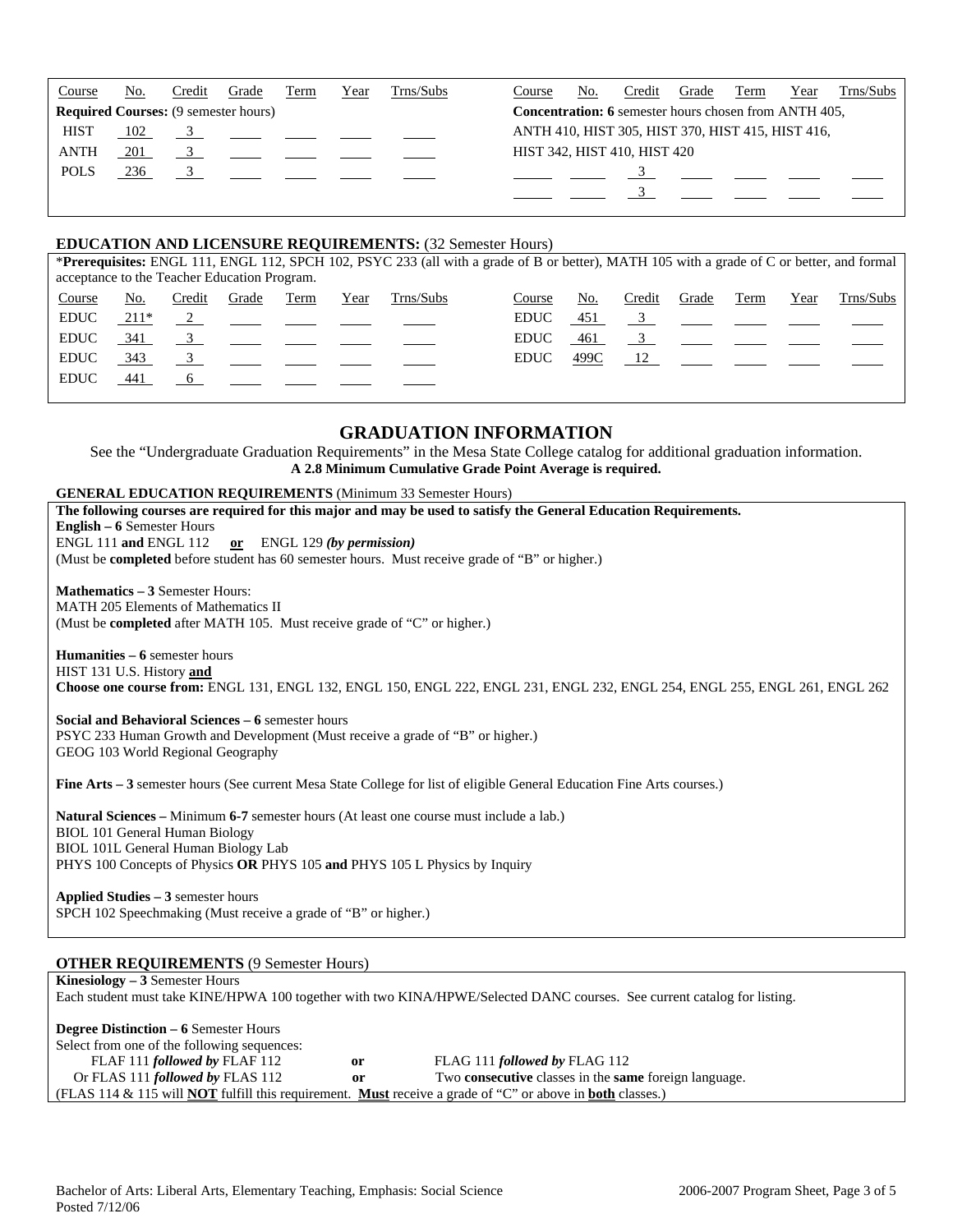| Course | No. | Credit | Grade | Term | Year | Trns/Subs | Course | No. | Credit | Grade | Term | Year | Trns/Subs |
|---|---|---|---|---|---|---|---|---|---|---|---|---|---|
| **Required Courses:** (9 semester hours) | | | | | | | **Concentration: 6** semester hours chosen from ANTH 405, ANTH 410, HIST 305, HIST 370, HIST 415, HIST 416, HIST 342, HIST 410, HIST 420 | | | | | | |
| HIST | 102 | 3 | | | | | | | 3 | | | | |
| ANTH | 201 | 3 | | | | | | | 3 | | | | |
| POLS | 236 | 3 | | | | | | | | | | | |

## EDUCATION AND LICENSURE REQUIREMENTS: (32 Semester Hours)

\***Prerequisites:** ENGL 111, ENGL 112, SPCH 102, PSYC 233 (all with a grade of B or better), MATH 105 with a grade of C or better, and formal acceptance to the Teacher Education Program.

| Course | No. | Credit | Grade | Term | Year | Trns/Subs | Course | No. | Credit | Grade | Term | Year | Trns/Subs |
|---|---|---|---|---|---|---|---|---|---|---|---|---|---|
| EDUC | 211* | 2 | | | | | EDUC | 451 | 3 | | | | |
| EDUC | 341 | 3 | | | | | EDUC | 461 | 3 | | | | |
| EDUC | 343 | 3 | | | | | EDUC | 499C | 12 | | | | |
| EDUC | 441 | 6 | | | | | | | | | | | |

## GRADUATION INFORMATION

See the "Undergraduate Graduation Requirements" in the Mesa State College catalog for additional graduation information.
**A 2.8 Minimum Cumulative Grade Point Average is required.**

**GENERAL EDUCATION REQUIREMENTS** (Minimum 33 Semester Hours)

**The following courses are required for this major and may be used to satisfy the General Education Requirements.**

**English – 6** Semester Hours
ENGL 111 **and** ENGL 112 **or** ENGL 129 ***(by permission)***
(Must be **completed** before student has 60 semester hours. Must receive grade of "B" or higher.)

**Mathematics – 3** Semester Hours:
MATH 205 Elements of Mathematics II
(Must be **completed** after MATH 105. Must receive grade of "C" or higher.)

**Humanities – 6** semester hours
HIST 131 U.S. History **and**
**Choose one course from:** ENGL 131, ENGL 132, ENGL 150, ENGL 222, ENGL 231, ENGL 232, ENGL 254, ENGL 255, ENGL 261, ENGL 262

**Social and Behavioral Sciences – 6** semester hours
PSYC 233 Human Growth and Development (Must receive a grade of "B" or higher.)
GEOG 103 World Regional Geography

**Fine Arts – 3** semester hours (See current Mesa State College for list of eligible General Education Fine Arts courses.)

**Natural Sciences –** Minimum **6-7** semester hours (At least one course must include a lab.)
BIOL 101 General Human Biology
BIOL 101L General Human Biology Lab
PHYS 100 Concepts of Physics **OR** PHYS 105 **and** PHYS 105 L Physics by Inquiry

**Applied Studies – 3** semester hours
SPCH 102 Speechmaking (Must receive a grade of "B" or higher.)

**OTHER REQUIREMENTS** (9 Semester Hours)

**Kinesiology – 3** Semester Hours
Each student must take KINE/HPWA 100 together with two KINA/HPWE/Selected DANC courses. See current catalog for listing.

**Degree Distinction – 6** Semester Hours
Select from one of the following sequences:
FLAF 111 ***followed by*** FLAF 112 **or** FLAG 111 ***followed by*** FLAG 112
Or FLAS 111 ***followed by*** FLAS 112 **or** Two **consecutive** classes in the **same** foreign language.
(FLAS 114 & 115 will **NOT** fulfill this requirement. **Must** receive a grade of "C" or above in **both** classes.)

Bachelor of Arts: Liberal Arts, Elementary Teaching, Emphasis: Social Science
Posted 7/12/06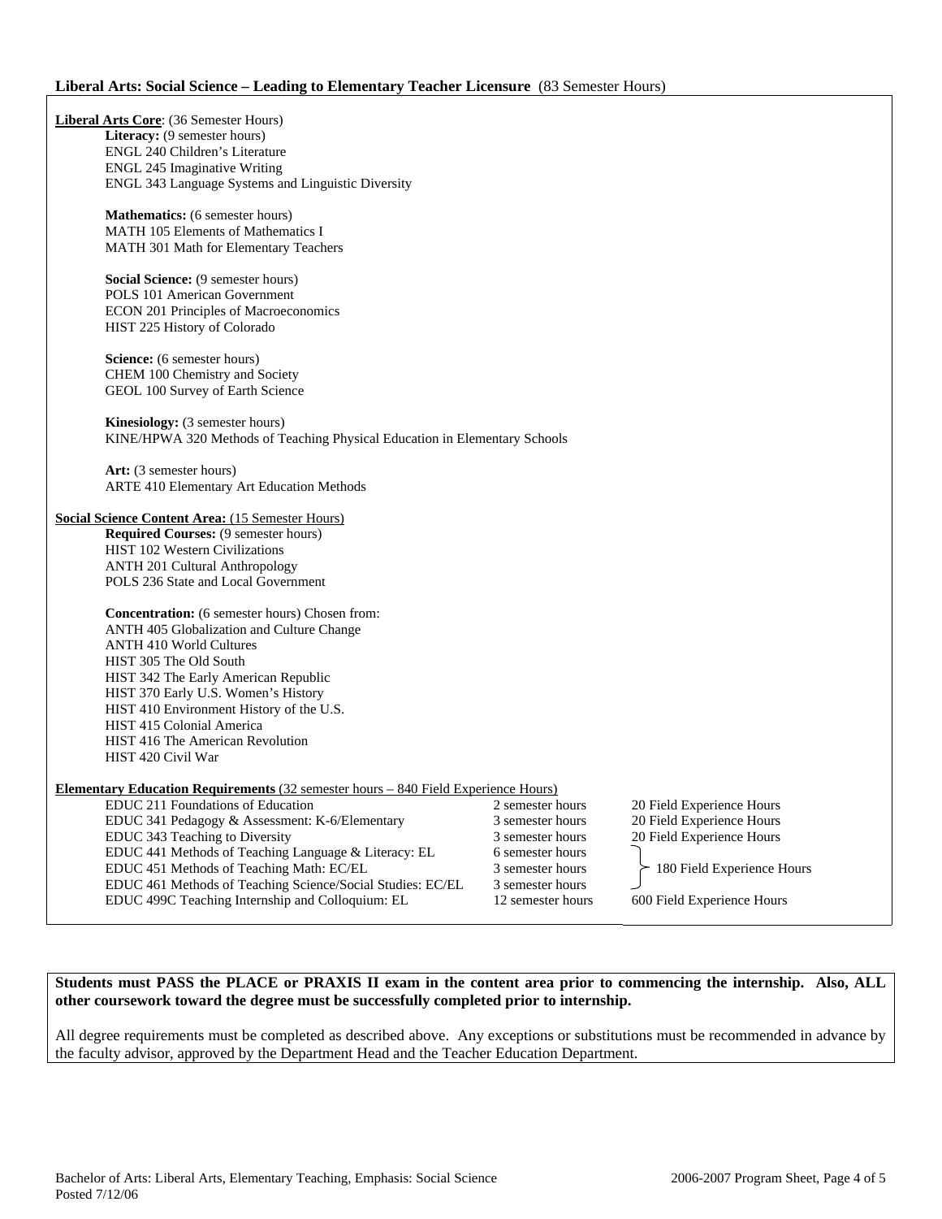**Liberal Arts: Social Science – Leading to Elementary Teacher Licensure** (83 Semester Hours)

**Liberal Arts Core**: (36 Semester Hours)

**Literacy:** (9 semester hours)
- ENGL 240 Children's Literature
- ENGL 245 Imaginative Writing
- ENGL 343 Language Systems and Linguistic Diversity

**Mathematics:** (6 semester hours)
- MATH 105 Elements of Mathematics I
- MATH 301 Math for Elementary Teachers

**Social Science:** (9 semester hours)
- POLS 101 American Government
- ECON 201 Principles of Macroeconomics
- HIST 225 History of Colorado

**Science:** (6 semester hours)
- CHEM 100 Chemistry and Society
- GEOL 100 Survey of Earth Science

**Kinesiology:** (3 semester hours)
- KINE/HPWA 320 Methods of Teaching Physical Education in Elementary Schools

**Art:** (3 semester hours)
- ARTE 410 Elementary Art Education Methods

**Social Science Content Area:** (15 Semester Hours)

**Required Courses:** (9 semester hours)
- HIST 102 Western Civilizations
- ANTH 201 Cultural Anthropology
- POLS 236 State and Local Government

**Concentration:** (6 semester hours) Chosen from:
- ANTH 405 Globalization and Culture Change
- ANTH 410 World Cultures
- HIST 305 The Old South
- HIST 342 The Early American Republic
- HIST 370 Early U.S. Women's History
- HIST 410 Environment History of the U.S.
- HIST 415 Colonial America
- HIST 416 The American Revolution
- HIST 420 Civil War

**Elementary Education Requirements** (32 semester hours – 840 Field Experience Hours)

| Course | Semester Hours | Field Experience |
|---|---|---|
| EDUC 211 Foundations of Education | 2 semester hours | 20 Field Experience Hours |
| EDUC 341 Pedagogy & Assessment: K-6/Elementary | 3 semester hours | 20 Field Experience Hours |
| EDUC 343 Teaching to Diversity | 3 semester hours | 20 Field Experience Hours |
| EDUC 441 Methods of Teaching Language & Literacy: EL | 6 semester hours | 180 Field Experience Hours (EDUC 441, 451, 461 combined) |
| EDUC 451 Methods of Teaching Math: EC/EL | 3 semester hours | |
| EDUC 461 Methods of Teaching Science/Social Studies: EC/EL | 3 semester hours | |
| EDUC 499C Teaching Internship and Colloquium: EL | 12 semester hours | 600 Field Experience Hours |

**Students must PASS the PLACE or PRAXIS II exam in the content area prior to commencing the internship. Also, ALL other coursework toward the degree must be successfully completed prior to internship.**

All degree requirements must be completed as described above. Any exceptions or substitutions must be recommended in advance by the faculty advisor, approved by the Department Head and the Teacher Education Department.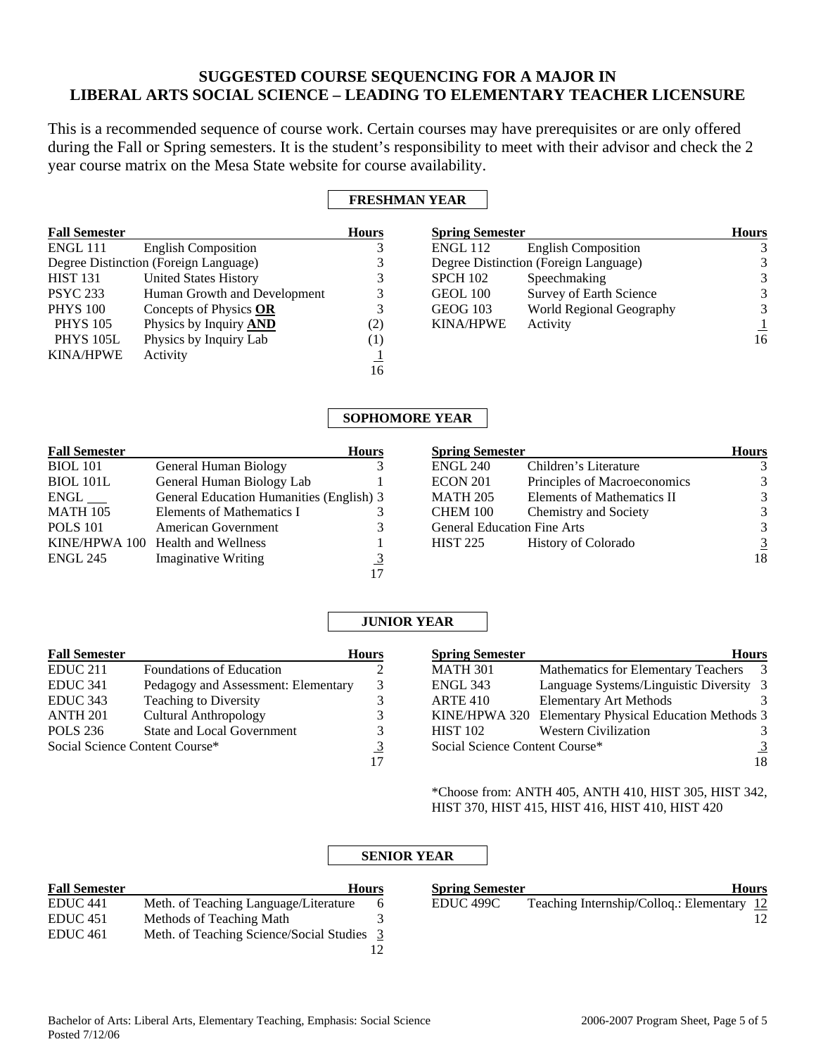# SUGGESTED COURSE SEQUENCING FOR A MAJOR IN LIBERAL ARTS SOCIAL SCIENCE – LEADING TO ELEMENTARY TEACHER LICENSURE

This is a recommended sequence of course work. Certain courses may have prerequisites or are only offered during the Fall or Spring semesters. It is the student's responsibility to meet with their advisor and check the 2 year course matrix on the Mesa State website for course availability.

## FRESHMAN YEAR

| Fall Semester | | Hours |
|---|---|---|
| ENGL 111 | English Composition | 3 |
| Degree Distinction (Foreign Language) | | 3 |
| HIST 131 | United States History | 3 |
| PSYC 233 | Human Growth and Development | 3 |
| PHYS 100 | Concepts of Physics **OR** | 3 |
| PHYS 105 | Physics by Inquiry **AND** | (2) |
| PHYS 105L | Physics by Inquiry Lab | (1) |
| KINA/HPWE | Activity | 1 |
| | | 16 |

| Spring Semester | | Hours |
|---|---|---|
| ENGL 112 | English Composition | 3 |
| Degree Distinction (Foreign Language) | | 3 |
| SPCH 102 | Speechmaking | 3 |
| GEOL 100 | Survey of Earth Science | 3 |
| GEOG 103 | World Regional Geography | 3 |
| KINA/HPWE | Activity | 1 |
| | | 16 |

## SOPHOMORE YEAR

| Fall Semester | | Hours |
|---|---|---|
| BIOL 101 | General Human Biology | 3 |
| BIOL 101L | General Human Biology Lab | 1 |
| ENGL ___ | General Education Humanities (English) | 3 |
| MATH 105 | Elements of Mathematics I | 3 |
| POLS 101 | American Government | 3 |
| KINE/HPWA 100 | Health and Wellness | 1 |
| ENGL 245 | Imaginative Writing | 3 |
| | | 17 |

| Spring Semester | | Hours |
|---|---|---|
| ENGL 240 | Children's Literature | 3 |
| ECON 201 | Principles of Macroeconomics | 3 |
| MATH 205 | Elements of Mathematics II | 3 |
| CHEM 100 | Chemistry and Society | 3 |
| General Education Fine Arts | | 3 |
| HIST 225 | History of Colorado | 3 |
| | | 18 |

## JUNIOR YEAR

| Fall Semester | | Hours |
|---|---|---|
| EDUC 211 | Foundations of Education | 2 |
| EDUC 341 | Pedagogy and Assessment: Elementary | 3 |
| EDUC 343 | Teaching to Diversity | 3 |
| ANTH 201 | Cultural Anthropology | 3 |
| POLS 236 | State and Local Government | 3 |
| Social Science Content Course* | | 3 |
| | | 17 |

| Spring Semester | | Hours |
|---|---|---|
| MATH 301 | Mathematics for Elementary Teachers | 3 |
| ENGL 343 | Language Systems/Linguistic Diversity | 3 |
| ARTE 410 | Elementary Art Methods | 3 |
| KINE/HPWA 320 | Elementary Physical Education Methods | 3 |
| HIST 102 | Western Civilization | 3 |
| Social Science Content Course* | | 3 |
| | | 18 |

*Choose from: ANTH 405, ANTH 410, HIST 305, HIST 342, HIST 370, HIST 415, HIST 416, HIST 410, HIST 420

## SENIOR YEAR

| Fall Semester | | Hours |
|---|---|---|
| EDUC 441 | Meth. of Teaching Language/Literature | 6 |
| EDUC 451 | Methods of Teaching Math | 3 |
| EDUC 461 | Meth. of Teaching Science/Social Studies | 3 |
| | | 12 |

| Spring Semester | | Hours |
|---|---|---|
| EDUC 499C | Teaching Internship/Colloq.: Elementary | 12 |
| | | 12 |

Bachelor of Arts: Liberal Arts, Elementary Teaching, Emphasis: Social Science
Posted 7/12/06

2006-2007 Program Sheet